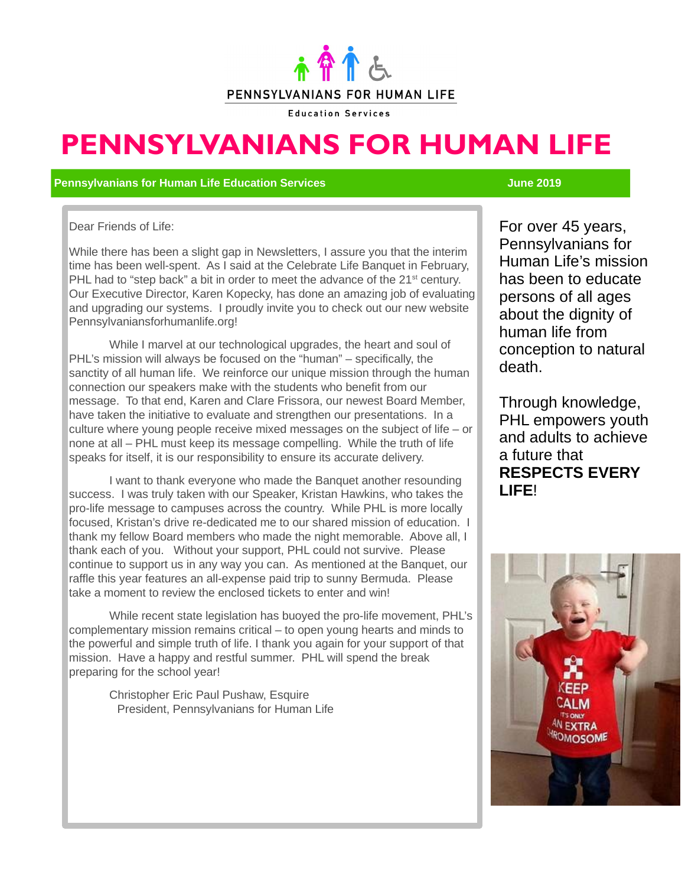PENNSYLVANIANS FOR HUMAN LIFE

Education Services

# PENNSYLVANIANS FOR HUMAN LIFE

**Pennsylvanians for Human Life Education Services** **June 2019**

Dear Friends of Life:

While there has been a slight gap in Newsletters, I assure you that the interim time has been well-spent. As I said at the Celebrate Life Banquet in February, PHL had to "step back" a bit in order to meet the advance of the 21st century. Our Executive Director, Karen Kopecky, has done an amazing job of evaluating and upgrading our systems. I proudly invite you to check out our new website Pennsylvaniansforhumanlife.org!

While I marvel at our technological upgrades, the heart and soul of PHL's mission will always be focused on the "human" – specifically, the sanctity of all human life. We reinforce our unique mission through the human connection our speakers make with the students who benefit from our message. To that end, Karen and Clare Frissora, our newest Board Member, have taken the initiative to evaluate and strengthen our presentations. In a culture where young people receive mixed messages on the subject of life – or none at all – PHL must keep its message compelling. While the truth of life speaks for itself, it is our responsibility to ensure its accurate delivery.

I want to thank everyone who made the Banquet another resounding success. I was truly taken with our Speaker, Kristan Hawkins, who takes the pro-life message to campuses across the country. While PHL is more locally focused, Kristan's drive re-dedicated me to our shared mission of education. I thank my fellow Board members who made the night memorable. Above all, I thank each of you. Without your support, PHL could not survive. Please continue to support us in any way you can. As mentioned at the Banquet, our raffle this year features an all-expense paid trip to sunny Bermuda. Please take a moment to review the enclosed tickets to enter and win!

While recent state legislation has buoyed the pro-life movement, PHL's complementary mission remains critical – to open young hearts and minds to the powerful and simple truth of life. I thank you again for your support of that mission. Have a happy and restful summer. PHL will spend the break preparing for the school year!

Christopher Eric Paul Pushaw, Esquire
President, Pennsylvanians for Human Life

For over 45 years, Pennsylvanians for Human Life's mission has been to educate persons of all ages about the dignity of human life from conception to natural death.

Through knowledge, PHL empowers youth and adults to achieve a future that **RESPECTS EVERY LIFE**!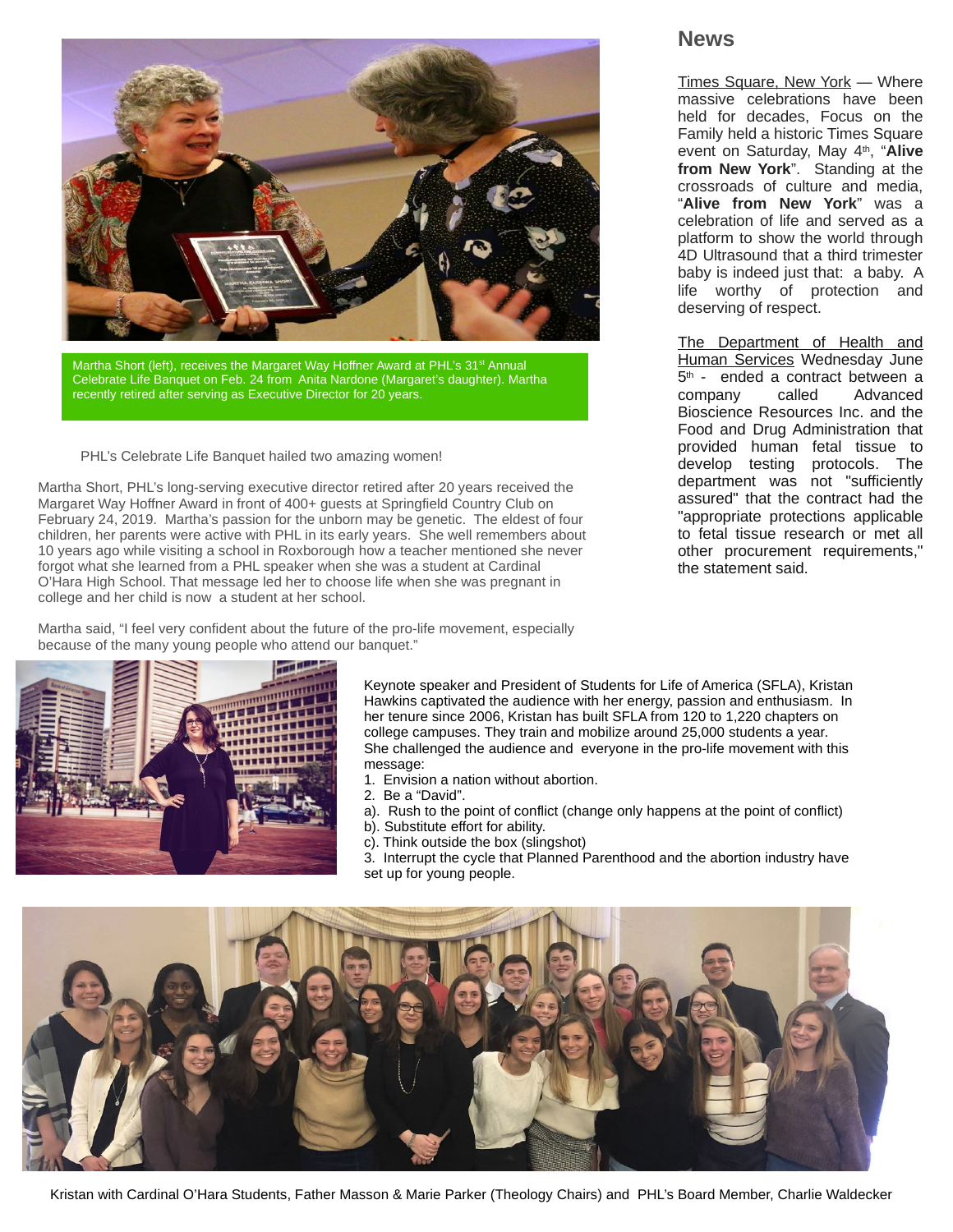Martha Short (left), receives the Margaret Way Hoffner Award at PHL's 31st Annual Celebrate Life Banquet on Feb. 24 from Anita Nardone (Margaret's daughter). Martha recently retired after serving as Executive Director for 20 years.

PHL's Celebrate Life Banquet hailed two amazing women!

Martha Short, PHL's long-serving executive director retired after 20 years received the Margaret Way Hoffner Award in front of 400+ guests at Springfield Country Club on February 24, 2019. Martha's passion for the unborn may be genetic. The eldest of four children, her parents were active with PHL in its early years. She well remembers about 10 years ago while visiting a school in Roxborough how a teacher mentioned she never forgot what she learned from a PHL speaker when she was a student at Cardinal O'Hara High School. That message led her to choose life when she was pregnant in college and her child is now a student at her school.

Martha said, "I feel very confident about the future of the pro-life movement, especially because of the many young people who attend our banquet."

Keynote speaker and President of Students for Life of America (SFLA), Kristan Hawkins captivated the audience with her energy, passion and enthusiasm. In her tenure since 2006, Kristan has built SFLA from 120 to 1,220 chapters on college campuses. They train and mobilize around 25,000 students a year. She challenged the audience and everyone in the pro-life movement with this message:

1. Envision a nation without abortion.
2. Be a "David".

a). Rush to the point of conflict (change only happens at the point of conflict)
b). Substitute effort for ability.
c). Think outside the box (slingshot)

3. Interrupt the cycle that Planned Parenthood and the abortion industry have set up for young people.

Kristan with Cardinal O'Hara Students, Father Masson & Marie Parker (Theology Chairs) and PHL's Board Member, Charlie Waldecker

## News

Times Square, New York — Where massive celebrations have been held for decades, Focus on the Family held a historic Times Square event on Saturday, May 4th, "**Alive from New York**". Standing at the crossroads of culture and media, "**Alive from New York**" was a celebration of life and served as a platform to show the world through 4D Ultrasound that a third trimester baby is indeed just that: a baby. A life worthy of protection and deserving of respect.

The Department of Health and Human Services Wednesday June 5th - ended a contract between a company called Advanced Bioscience Resources Inc. and the Food and Drug Administration that provided human fetal tissue to develop testing protocols. The department was not "sufficiently assured" that the contract had the "appropriate protections applicable to fetal tissue research or met all other procurement requirements," the statement said.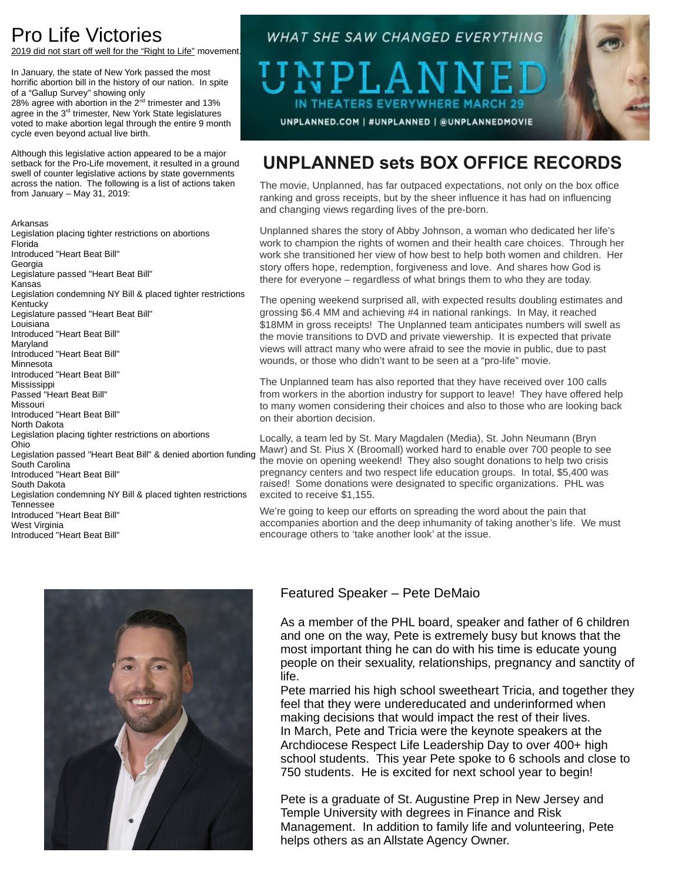# Pro Life Victories

2019 did not start off well for the "Right to Life" movement.

In January, the state of New York passed the most horrific abortion bill in the history of our nation. In spite of a "Gallup Survey" showing only 28% agree with abortion in the 2nd trimester and 13% agree in the 3rd trimester, New York State legislatures voted to make abortion legal through the entire 9 month cycle even beyond actual live birth.

Although this legislative action appeared to be a major setback for the Pro-Life movement, it resulted in a ground swell of counter legislative actions by state governments across the nation. The following is a list of actions taken from January – May 31, 2019:

Arkansas
Legislation placing tighter restrictions on abortions
Florida
Introduced "Heart Beat Bill"
Georgia
Legislature passed "Heart Beat Bill"
Kansas
Legislation condemning NY Bill & placed tighter restrictions
Kentucky
Legislature passed "Heart Beat Bill"
Louisiana
Introduced "Heart Beat Bill"
Maryland
Introduced "Heart Beat Bill"
Minnesota
Introduced "Heart Beat Bill"
Mississippi
Passed "Heart Beat Bill"
Missouri
Introduced "Heart Beat Bill"
North Dakota
Legislation placing tighter restrictions on abortions
Ohio
Legislation passed "Heart Beat Bill" & denied abortion funding
South Carolina
Introduced "Heart Beat Bill"
South Dakota
Legislation condemning NY Bill & placed tighten restrictions
Tennessee
Introduced "Heart Beat Bill"
West Virginia
Introduced "Heart Beat Bill"

WHAT SHE SAW CHANGED EVERYTHING

UNPLANNED

IN THEATERS EVERYWHERE MARCH 29

UNPLANNED.COM | #UNPLANNED | @UNPLANNEDMOVIE

## UNPLANNED sets BOX OFFICE RECORDS

The movie, Unplanned, has far outpaced expectations, not only on the box office ranking and gross receipts, but by the sheer influence it has had on influencing and changing views regarding lives of the pre-born.

Unplanned shares the story of Abby Johnson, a woman who dedicated her life's work to champion the rights of women and their health care choices. Through her work she transitioned her view of how best to help both women and children. Her story offers hope, redemption, forgiveness and love. And shares how God is there for everyone – regardless of what brings them to who they are today.

The opening weekend surprised all, with expected results doubling estimates and grossing $6.4 MM and achieving #4 in national rankings. In May, it reached $18MM in gross receipts! The Unplanned team anticipates numbers will swell as the movie transitions to DVD and private viewership. It is expected that private views will attract many who were afraid to see the movie in public, due to past wounds, or those who didn't want to be seen at a "pro-life" movie.

The Unplanned team has also reported that they have received over 100 calls from workers in the abortion industry for support to leave! They have offered help to many women considering their choices and also to those who are looking back on their abortion decision.

Locally, a team led by St. Mary Magdalen (Media), St. John Neumann (Bryn Mawr) and St. Pius X (Broomall) worked hard to enable over 700 people to see the movie on opening weekend! They also sought donations to help two crisis pregnancy centers and two respect life education groups. In total, $5,400 was raised! Some donations were designated to specific organizations. PHL was excited to receive $1,155.

We're going to keep our efforts on spreading the word about the pain that accompanies abortion and the deep inhumanity of taking another's life. We must encourage others to 'take another look' at the issue.

## Featured Speaker – Pete DeMaio

As a member of the PHL board, speaker and father of 6 children and one on the way, Pete is extremely busy but knows that the most important thing he can do with his time is educate young people on their sexuality, relationships, pregnancy and sanctity of life.

Pete married his high school sweetheart Tricia, and together they feel that they were undereducated and underinformed when making decisions that would impact the rest of their lives.

In March, Pete and Tricia were the keynote speakers at the Archdiocese Respect Life Leadership Day to over 400+ high school students. This year Pete spoke to 6 schools and close to 750 students. He is excited for next school year to begin!

Pete is a graduate of St. Augustine Prep in New Jersey and Temple University with degrees in Finance and Risk Management. In addition to family life and volunteering, Pete helps others as an Allstate Agency Owner.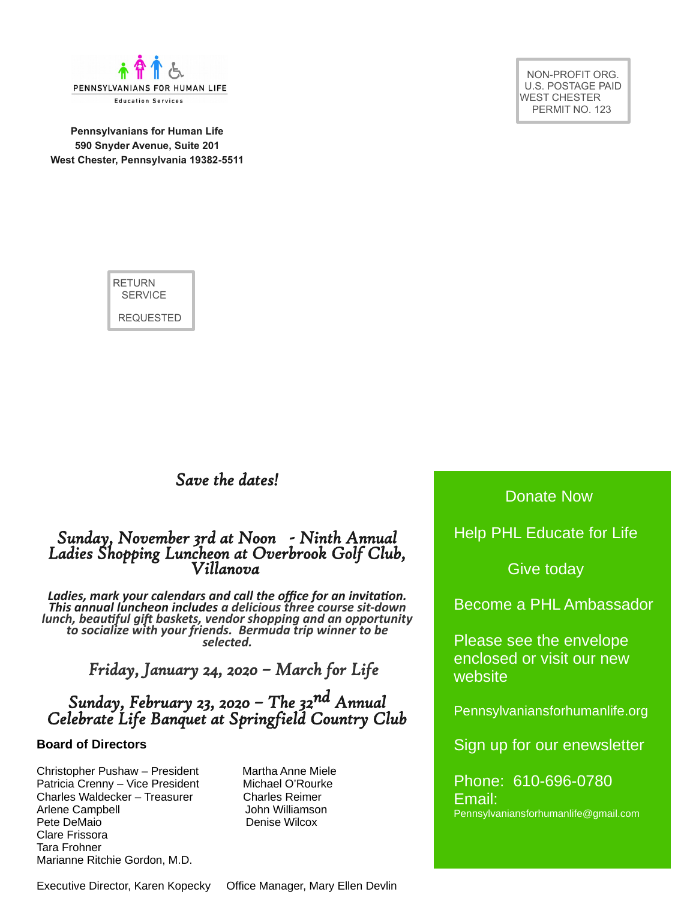PENNSYLVANIANS FOR HUMAN LIFE
Education Services

**Pennsylvanians for Human Life**
**590 Snyder Avenue, Suite 201**
**West Chester, Pennsylvania 19382-5511**

NON-PROFIT ORG.
U.S. POSTAGE PAID
WEST CHESTER
PERMIT NO. 123

RETURN SERVICE REQUESTED

## *Save the dates!*

### *Sunday, November 3rd at Noon - Ninth Annual Ladies Shopping Luncheon at Overbrook Golf Club, Villanova*

***Ladies, mark your calendars and call the office for an invitation. This annual luncheon includes a delicious three course sit-down lunch, beautiful gift baskets, vendor shopping and an opportunity to socialize with your friends. Bermuda trip winner to be selected.***

### *Friday, January 24, 2020 – March for Life*

### *Sunday, February 23, 2020 – The 32nd Annual Celebrate Life Banquet at Springfield Country Club*

**Board of Directors**

Christopher Pushaw – President
Patricia Crenny – Vice President
Charles Waldecker – Treasurer
Arlene Campbell
Pete DeMaio
Clare Frissora
Tara Frohner
Marianne Ritchie Gordon, M.D.
Martha Anne Miele
Michael O'Rourke
Charles Reimer
John Williamson
Denise Wilcox

Executive Director, Karen Kopecky Office Manager, Mary Ellen Devlin

Donate Now

Help PHL Educate for Life

Give today

Become a PHL Ambassador

Please see the envelope enclosed or visit our new website

Pennsylvaniansforhumanlife.org

Sign up for our enewsletter

Phone: 610-696-0780
Email: Pennsylvaniansforhumanlife@gmail.com